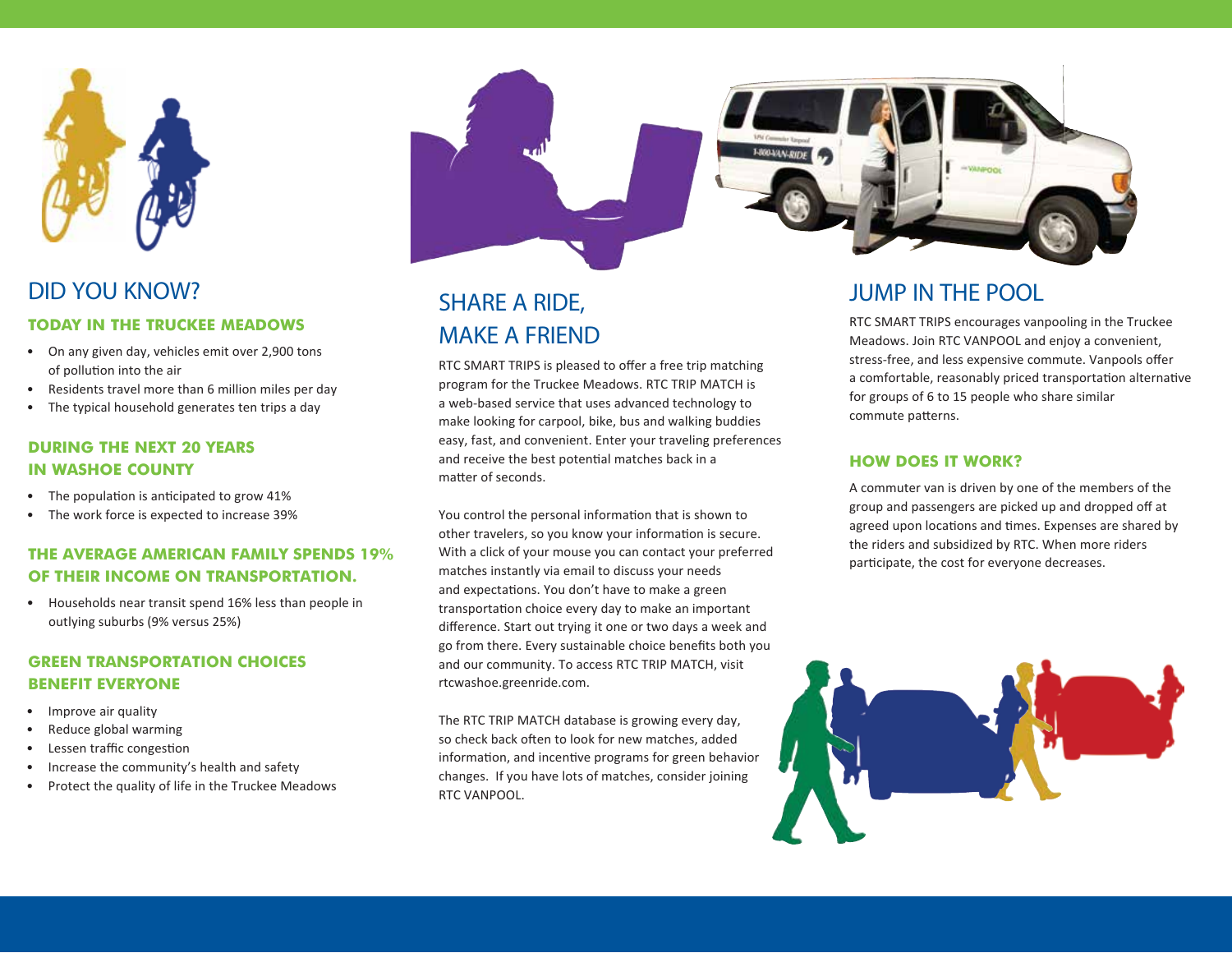## DID YOU KNOW?

### TODAY IN THE TRUCKEE MEADOWS

- On any given day, vehicles emit over 2,900 tons of pollution into the air
- Residents travel more than 6 million miles per day
- The typical household generates ten trips a day

### DURING THE NEXT 20 YEARS IN WASHOE COUNTY

- The population is anticipated to grow 41%
- The work force is expected to increase 39%

### THE AVERAGE AMERICAN FAMILY SPENDS 19% OF THEIR INCOME ON TRANSPORTATION.

- Households near transit spend 16% less than people in outlying suburbs (9% versus 25%)

### GREEN TRANSPORTATION CHOICES BENEFIT EVERYONE

- Improve air quality
- Reduce global warming
- Lessen traffic congestion
- Increase the community's health and safety
- Protect the quality of life in the Truckee Meadows

## SHARE A RIDE, MAKE A FRIEND

RTC SMART TRIPS is pleased to offer a free trip matching program for the Truckee Meadows. RTC TRIP MATCH is a web-based service that uses advanced technology to make looking for carpool, bike, bus and walking buddies easy, fast, and convenient. Enter your traveling preferences and receive the best potential matches back in a matter of seconds.

You control the personal information that is shown to other travelers, so you know your information is secure. With a click of your mouse you can contact your preferred matches instantly via email to discuss your needs and expectations. You don't have to make a green transportation choice every day to make an important difference. Start out trying it one or two days a week and go from there. Every sustainable choice benefits both you and our community. To access RTC TRIP MATCH, visit rtcwashoe.greenride.com.

The RTC TRIP MATCH database is growing every day, so check back often to look for new matches, added information, and incentive programs for green behavior changes. If you have lots of matches, consider joining RTC VANPOOL.

## JUMP IN THE POOL

RTC SMART TRIPS encourages vanpooling in the Truckee Meadows. Join RTC VANPOOL and enjoy a convenient, stress-free, and less expensive commute. Vanpools offer a comfortable, reasonably priced transportation alternative for groups of 6 to 15 people who share similar commute patterns.

### HOW DOES IT WORK?

A commuter van is driven by one of the members of the group and passengers are picked up and dropped off at agreed upon locations and times. Expenses are shared by the riders and subsidized by RTC. When more riders participate, the cost for everyone decreases.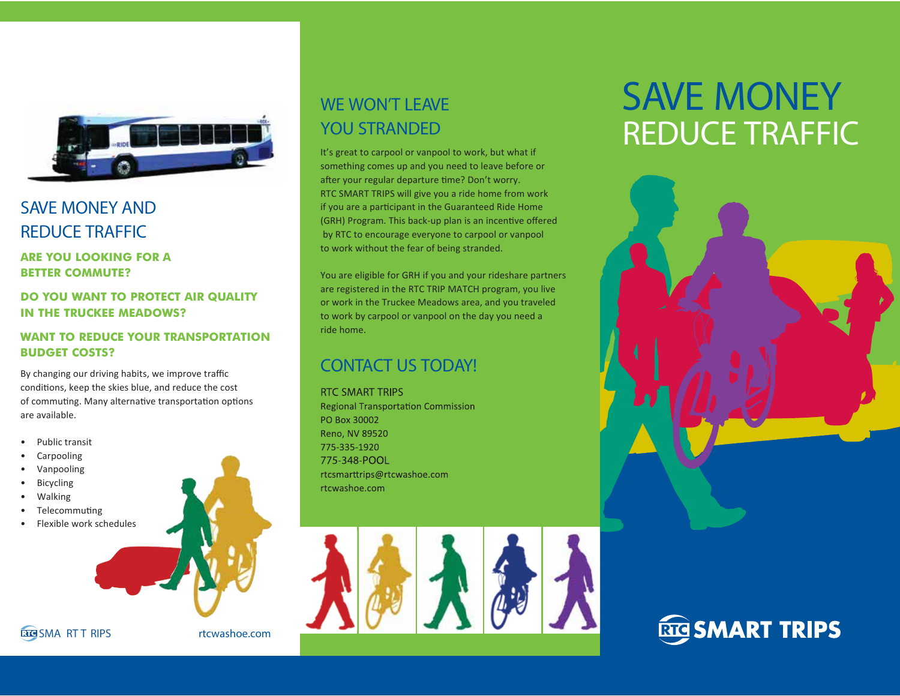## SAVE MONEY AND REDUCE TRAFFIC

**ARE YOU LOOKING FOR A BETTER COMMUTE?**

**DO YOU WANT TO PROTECT AIR QUALITY IN THE TRUCKEE MEADOWS?**

**WANT TO REDUCE YOUR TRANSPORTATION BUDGET COSTS?**

By changing our driving habits, we improve traffic conditions, keep the skies blue, and reduce the cost of commuting. Many alternative transportation options are available.

- Public transit
- Carpooling
- Vanpooling
- Bicycling
- Walking
- Telecommuting
- Flexible work schedules

SMA RT T RIPS rtcwashoe.com

## WE WON'T LEAVE YOU STRANDED

It's great to carpool or vanpool to work, but what if something comes up and you need to leave before or after your regular departure time? Don't worry. RTC SMART TRIPS will give you a ride home from work if you are a participant in the Guaranteed Ride Home (GRH) Program. This back-up plan is an incentive offered by RTC to encourage everyone to carpool or vanpool to work without the fear of being stranded.

You are eligible for GRH if you and your rideshare partners are registered in the RTC TRIP MATCH program, you live or work in the Truckee Meadows area, and you traveled to work by carpool or vanpool on the day you need a ride home.

## CONTACT US TODAY!

RTC SMART TRIPS
Regional Transportation Commission
PO Box 30002
Reno, NV 89520
775-335-1920
775-348-POOL
rtcsmarttrips@rtcwashoe.com
rtcwashoe.com

# SAVE MONEY REDUCE TRAFFIC

RTC SMART TRIPS